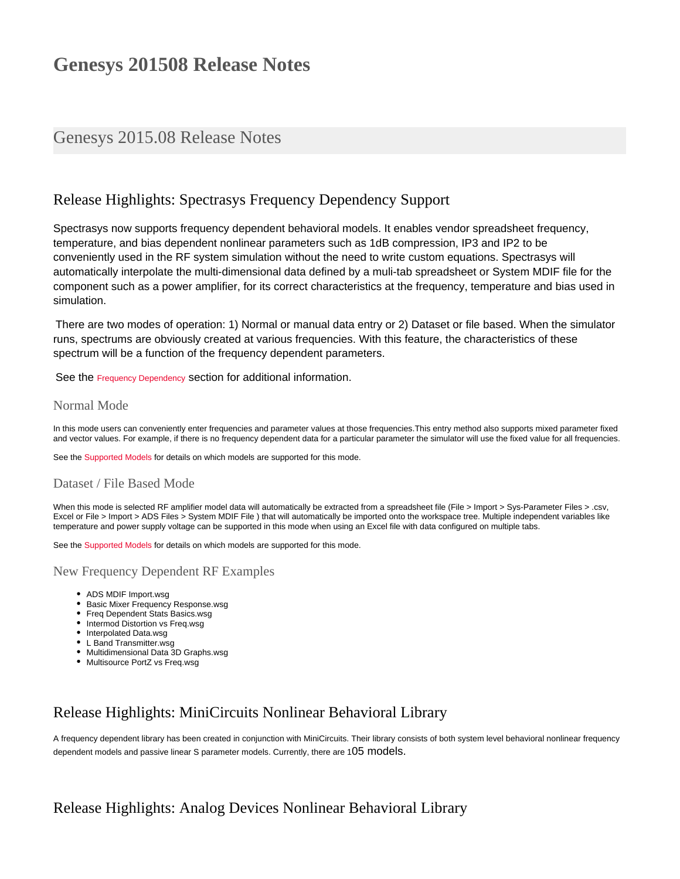# Genesys 201508 Release Notes

## Genesys 2015.08 Release Notes

## Release Highlights: Spectrasys Frequency Dependency Support

Spectrasys now supports frequency dependent behavioral models. It enables vendor spreadsheet frequency, temperature, and bias dependent nonlinear parameters such as 1dB compression, IP3 and IP2 to be conveniently used in the RF system simulation without the need to write custom equations. Spectrasys will automatically interpolate the multi-dimensional data defined by a muli-tab spreadsheet or System MDIF file for the component such as a power amplifier, for its correct characteristics at the frequency, temperature and bias used in simulation.

There are two modes of operation: 1) Normal or manual data entry or 2) Dataset or file based. When the simulator runs, spectrums are obviously created at various frequencies. With this feature, the characteristics of these spectrum will be a function of the frequency dependent parameters.

See the Frequency Dependency section for additional information.

### Normal Mode

In this mode users can conveniently enter frequencies and parameter values at those frequencies.This entry method also supports mixed parameter fixed and vector values. For example, if there is no frequency dependent data for a particular parameter the simulator will use the fixed value for all frequencies.

See the Supported Models for details on which models are supported for this mode.

### Dataset / File Based Mode

When this mode is selected RF amplifier model data will automatically be extracted from a spreadsheet file (File > Import > Sys-Parameter Files > .csv, Excel or File > Import > ADS Files > System MDIF File ) that will automatically be imported onto the workspace tree. Multiple independent variables like temperature and power supply voltage can be supported in this mode when using an Excel file with data configured on multiple tabs.

See the Supported Models for details on which models are supported for this mode.

### New Frequency Dependent RF Examples

- ADS MDIF Import.wsg
- Basic Mixer Frequency Response.wsg
- Freq Dependent Stats Basics.wsg
- Intermod Distortion vs Freq.wsg
- Interpolated Data.wsg
- L Band Transmitter.wsg
- Multidimensional Data 3D Graphs.wsg
- Multisource PortZ vs Freq.wsg

## Release Highlights: MiniCircuits Nonlinear Behavioral Library

A frequency dependent library has been created in conjunction with MiniCircuits. Their library consists of both system level behavioral nonlinear frequency dependent models and passive linear S parameter models. Currently, there are 105 models.

## Release Highlights: Analog Devices Nonlinear Behavioral Library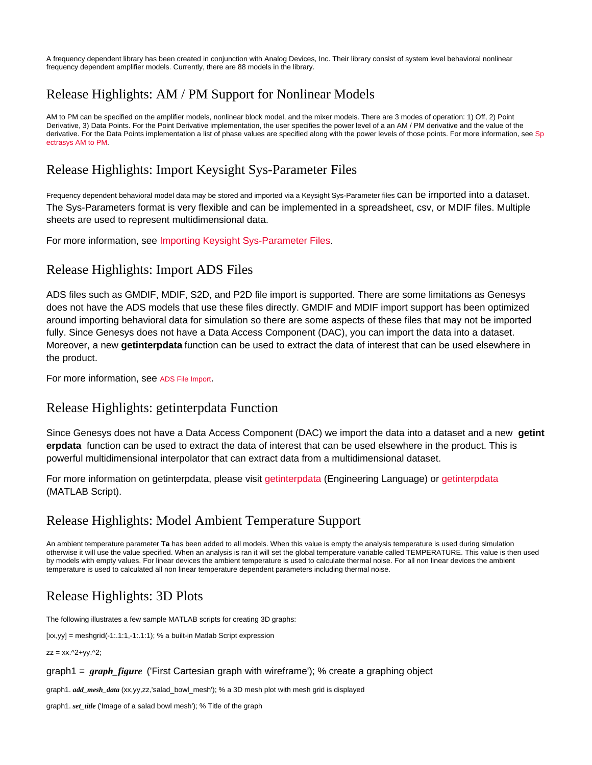A frequency dependent library has been created in conjunction with Analog Devices, Inc. Their library consist of system level behavioral nonlinear frequency dependent amplifier models. Currently, there are 88 models in the library.

## Release Highlights: AM / PM Support for Nonlinear Models

AM to PM can be specified on the amplifier models, nonlinear block model, and the mixer models. There are 3 modes of operation: 1) Off, 2) Point Derivative, 3) Data Points. For the Point Derivative implementation, the user specifies the power level of a an AM / PM derivative and the value of the derivative. For the Data Points implementation a list of phase values are specified along with the power levels of those points. For more information, see Spectrasys AM to PM.

## Release Highlights: Import Keysight Sys-Parameter Files

Frequency dependent behavioral model data may be stored and imported via a Keysight Sys-Parameter files can be imported into a dataset. The Sys-Parameters format is very flexible and can be implemented in a spreadsheet, csv, or MDIF files. Multiple sheets are used to represent multidimensional data.

For more information, see Importing Keysight Sys-Parameter Files.

## Release Highlights: Import ADS Files

ADS files such as GMDIF, MDIF, S2D, and P2D file import is supported. There are some limitations as Genesys does not have the ADS models that use these files directly. GMDIF and MDIF import support has been optimized around importing behavioral data for simulation so there are some aspects of these files that may not be imported fully. Since Genesys does not have a Data Access Component (DAC), you can import the data into a dataset. Moreover, a new **getinterpdata** function can be used to extract the data of interest that can be used elsewhere in the product.

For more information, see ADS File Import.

## Release Highlights: getinterpdata Function

Since Genesys does not have a Data Access Component (DAC) we import the data into a dataset and a new **getinterpdata** function can be used to extract the data of interest that can be used elsewhere in the product. This is powerful multidimensional interpolator that can extract data from a multidimensional dataset.

For more information on getinterpdata, please visit getinterpdata (Engineering Language) or getinterpdata (MATLAB Script).

## Release Highlights: Model Ambient Temperature Support

An ambient temperature parameter **Ta** has been added to all models. When this value is empty the analysis temperature is used during simulation otherwise it will use the value specified. When an analysis is ran it will set the global temperature variable called TEMPERATURE. This value is then used by models with empty values. For linear devices the ambient temperature is used to calculate thermal noise. For all non linear devices the ambient temperature is used to calculated all non linear temperature dependent parameters including thermal noise.

## Release Highlights: 3D Plots

The following illustrates a few sample MATLAB scripts for creating 3D graphs:

[xx,yy] = meshgrid(-1:.1:1,-1:.1:1); % a built-in Matlab Script expression

zz = xx.^2+yy.^2;

graph1 = ***graph_figure*** ('First Cartesian graph with wireframe'); % create a graphing object

graph1. ***add_mesh_data*** (xx,yy,zz,'salad_bowl_mesh'); % a 3D mesh plot with mesh grid is displayed

graph1. ***set_title*** ('Image of a salad bowl mesh'); % Title of the graph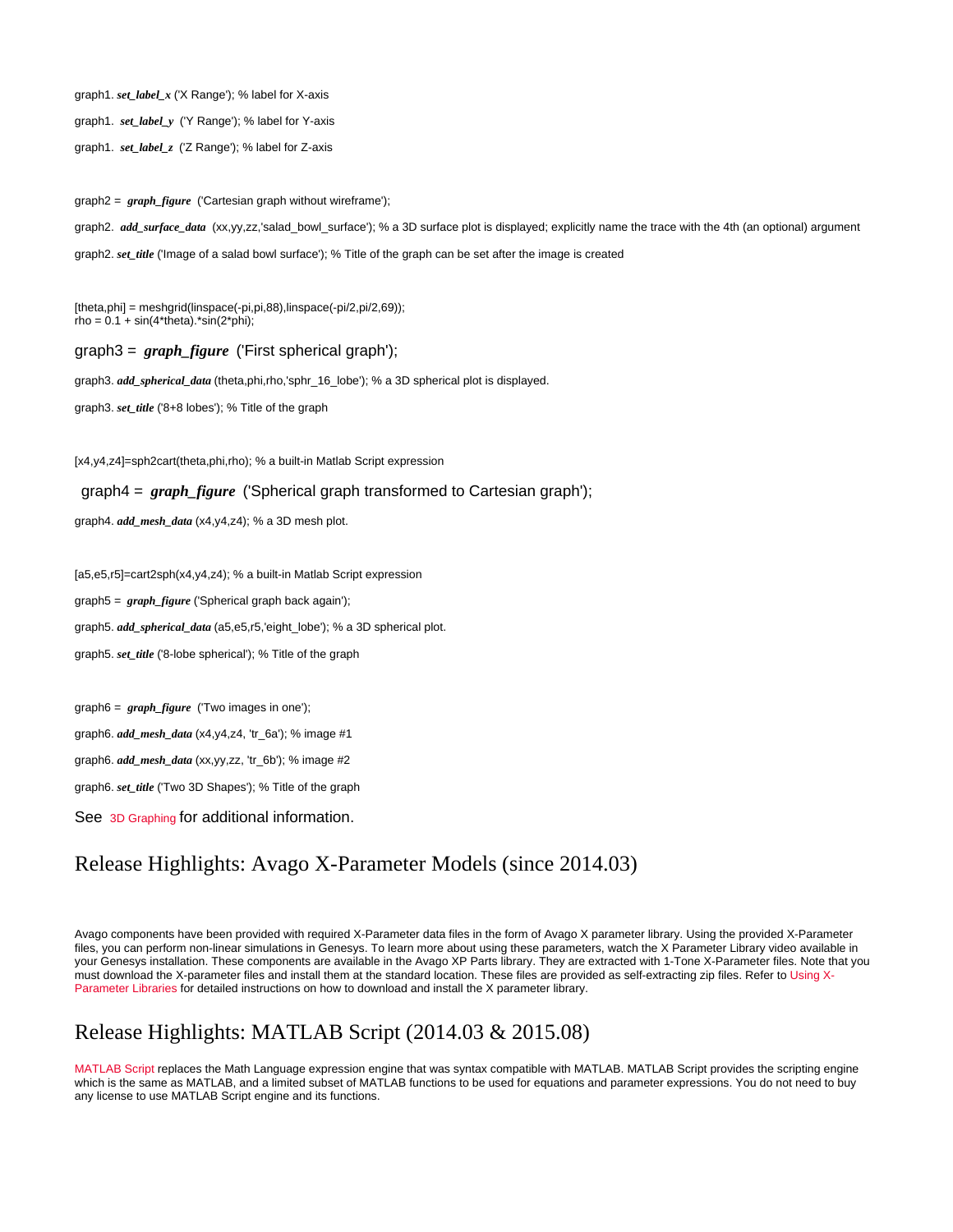graph1. ***set_label_x*** ('X Range'); % label for X-axis

graph1. ***set_label_y*** ('Y Range'); % label for Y-axis

graph1. ***set_label_z*** ('Z Range'); % label for Z-axis

graph2 = ***graph_figure*** ('Cartesian graph without wireframe');

graph2. ***add_surface_data*** (xx,yy,zz,'salad_bowl_surface'); % a 3D surface plot is displayed; explicitly name the trace with the 4th (an optional) argument

graph2. ***set_title*** ('Image of a salad bowl surface'); % Title of the graph can be set after the image is created

[theta,phi] = meshgrid(linspace(-pi,pi,88),linspace(-pi/2,pi/2,69));
rho = 0.1 + sin(4*theta).*sin(2*phi);

graph3 = ***graph_figure*** ('First spherical graph');

graph3. ***add_spherical_data*** (theta,phi,rho,'sphr_16_lobe'); % a 3D spherical plot is displayed.

graph3. ***set_title*** ('8+8 lobes'); % Title of the graph

[x4,y4,z4]=sph2cart(theta,phi,rho); % a built-in Matlab Script expression

graph4 = ***graph_figure*** ('Spherical graph transformed to Cartesian graph');

graph4. ***add_mesh_data*** (x4,y4,z4); % a 3D mesh plot.

[a5,e5,r5]=cart2sph(x4,y4,z4); % a built-in Matlab Script expression

graph5 = ***graph_figure*** ('Spherical graph back again');

graph5. ***add_spherical_data*** (a5,e5,r5,'eight_lobe'); % a 3D spherical plot.

graph5. ***set_title*** ('8-lobe spherical'); % Title of the graph

graph6 = ***graph_figure*** ('Two images in one');

graph6. ***add_mesh_data*** (x4,y4,z4, 'tr_6a'); % image #1

graph6. ***add_mesh_data*** (xx,yy,zz, 'tr_6b'); % image #2

graph6. ***set_title*** ('Two 3D Shapes'); % Title of the graph

See 3D Graphing for additional information.

# Release Highlights: Avago X-Parameter Models (since 2014.03)

Avago components have been provided with required X-Parameter data files in the form of Avago X parameter library. Using the provided X-Parameter files, you can perform non-linear simulations in Genesys. To learn more about using these parameters, watch the X Parameter Library video available in your Genesys installation. These components are available in the Avago XP Parts library. They are extracted with 1-Tone X-Parameter files. Note that you must download the X-parameter files and install them at the standard location. These files are provided as self-extracting zip files. Refer to Using X-Parameter Libraries for detailed instructions on how to download and install the X parameter library.

# Release Highlights: MATLAB Script (2014.03 & 2015.08)

MATLAB Script replaces the Math Language expression engine that was syntax compatible with MATLAB. MATLAB Script provides the scripting engine which is the same as MATLAB, and a limited subset of MATLAB functions to be used for equations and parameter expressions. You do not need to buy any license to use MATLAB Script engine and its functions.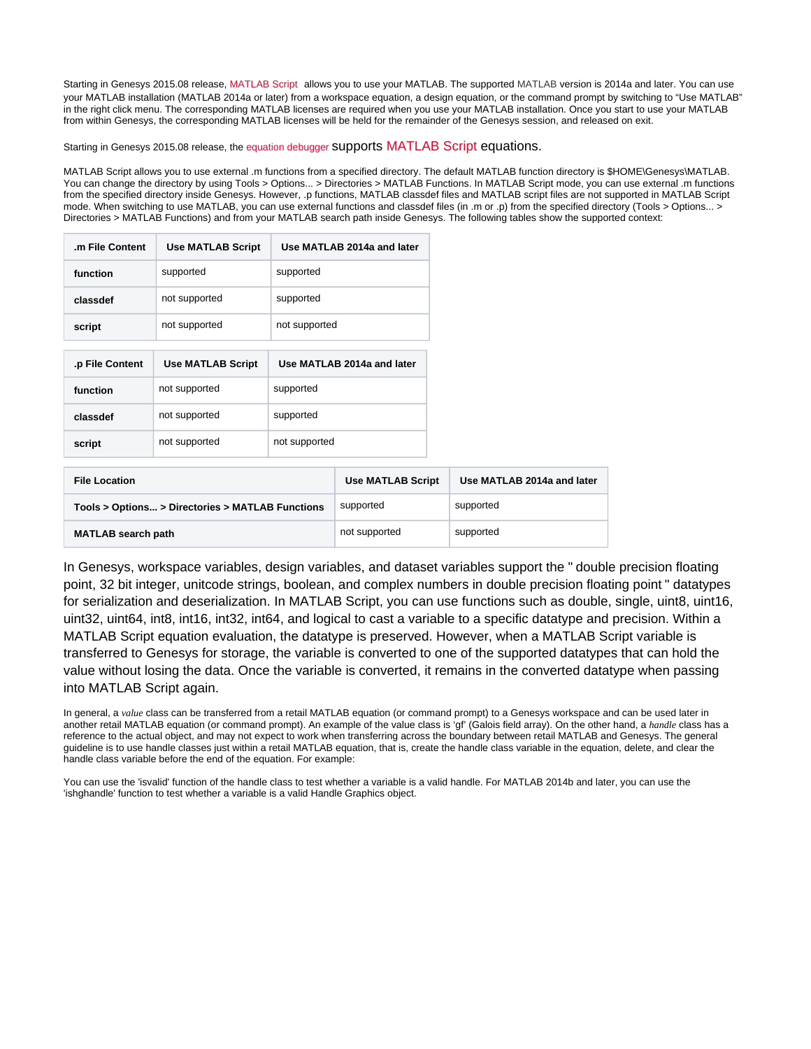Starting in Genesys 2015.08 release, MATLAB Script allows you to use your MATLAB. The supported MATLAB version is 2014a and later. You can use your MATLAB installation (MATLAB 2014a or later) from a workspace equation, a design equation, or the command prompt by switching to "Use MATLAB" in the right click menu. The corresponding MATLAB licenses are required when you use your MATLAB installation. Once you start to use your MATLAB from within Genesys, the corresponding MATLAB licenses will be held for the remainder of the Genesys session, and released on exit.

Starting in Genesys 2015.08 release, the equation debugger supports MATLAB Script equations.

MATLAB Script allows you to use external .m functions from a specified directory. The default MATLAB function directory is $HOME\Genesys\MATLAB. You can change the directory by using Tools > Options... > Directories > MATLAB Functions. In MATLAB Script mode, you can use external .m functions from the specified directory inside Genesys. However, .p functions, MATLAB classdef files and MATLAB script files are not supported in MATLAB Script mode. When switching to use MATLAB, you can use external functions and classdef files (in .m or .p) from the specified directory (Tools > Options... > Directories > MATLAB Functions) and from your MATLAB search path inside Genesys. The following tables show the supported context:

| .m File Content | Use MATLAB Script | Use MATLAB 2014a and later |
|---|---|---|
| **function** | supported | supported |
| **classdef** | not supported | supported |
| **script** | not supported | not supported |

| .p File Content | Use MATLAB Script | Use MATLAB 2014a and later |
|---|---|---|
| **function** | not supported | supported |
| **classdef** | not supported | supported |
| **script** | not supported | not supported |

| File Location | Use MATLAB Script | Use MATLAB 2014a and later |
|---|---|---|
| **Tools > Options... > Directories > MATLAB Functions** | supported | supported |
| **MATLAB search path** | not supported | supported |

In Genesys, workspace variables, design variables, and dataset variables support the " double precision floating point, 32 bit integer, unitcode strings, boolean, and complex numbers in double precision floating point " datatypes for serialization and deserialization. In MATLAB Script, you can use functions such as double, single, uint8, uint16, uint32, uint64, int8, int16, int32, int64, and logical to cast a variable to a specific datatype and precision. Within a MATLAB Script equation evaluation, the datatype is preserved. However, when a MATLAB Script variable is transferred to Genesys for storage, the variable is converted to one of the supported datatypes that can hold the value without losing the data. Once the variable is converted, it remains in the converted datatype when passing into MATLAB Script again.

In general, a *value* class can be transferred from a retail MATLAB equation (or command prompt) to a Genesys workspace and can be used later in another retail MATLAB equation (or command prompt). An example of the value class is 'gf' (Galois field array). On the other hand, a *handle* class has a reference to the actual object, and may not expect to work when transferring across the boundary between retail MATLAB and Genesys. The general guideline is to use handle classes just within a retail MATLAB equation, that is, create the handle class variable in the equation, delete, and clear the handle class variable before the end of the equation. For example:

You can use the 'isvalid' function of the handle class to test whether a variable is a valid handle. For MATLAB 2014b and later, you can use the 'ishghandle' function to test whether a variable is a valid Handle Graphics object.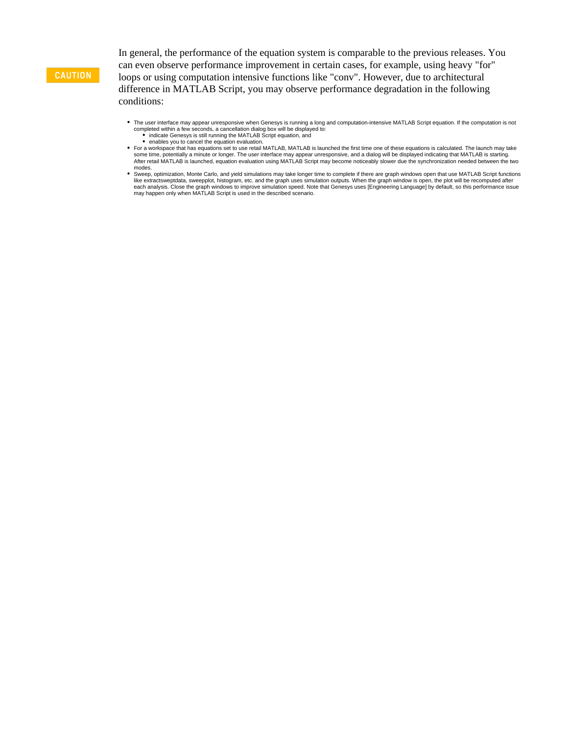**CAUTION**

In general, the performance of the equation system is comparable to the previous releases. You can even observe performance improvement in certain cases, for example, using heavy "for" loops or using computation intensive functions like "conv". However, due to architectural difference in MATLAB Script, you may observe performance degradation in the following conditions:

- The user interface may appear unresponsive when Genesys is running a long and computation-intensive MATLAB Script equation. If the computation is not completed within a few seconds, a cancellation dialog box will be displayed to:
  - indicate Genesys is still running the MATLAB Script equation, and
  - enables you to cancel the equation evaluation.
- For a workspace that has equations set to use retail MATLAB, MATLAB is launched the first time one of these equations is calculated. The launch may take some time, potentially a minute or longer. The user interface may appear unresponsive, and a dialog will be displayed indicating that MATLAB is starting. After retail MATLAB is launched, equation evaluation using MATLAB Script may become noticeably slower due the synchronization needed between the two modes.
- Sweep, optimization, Monte Carlo, and yield simulations may take longer time to complete if there are graph windows open that use MATLAB Script functions like extractsweptdata, sweepplot, histogram, etc. and the graph uses simulation outputs. When the graph window is open, the plot will be recomputed after each analysis. Close the graph windows to improve simulation speed. Note that Genesys uses [Engineering Language] by default, so this performance issue may happen only when MATLAB Script is used in the described scenario.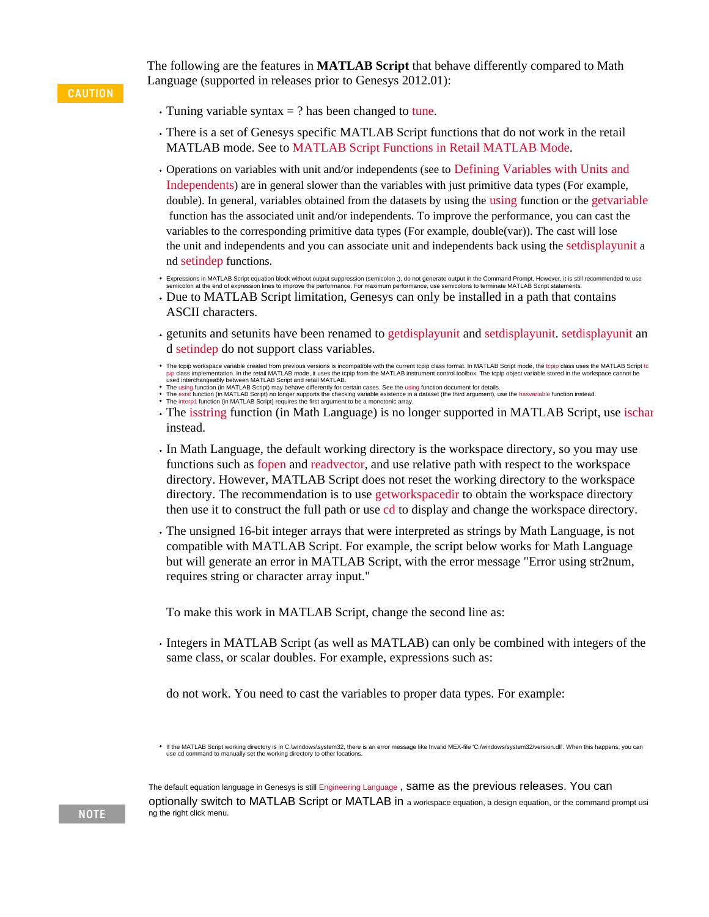**CAUTION**

The following are the features in **MATLAB Script** that behave differently compared to Math Language (supported in releases prior to Genesys 2012.01):

- Tuning variable syntax = ? has been changed to tune.
- There is a set of Genesys specific MATLAB Script functions that do not work in the retail MATLAB mode. See to MATLAB Script Functions in Retail MATLAB Mode.
- Operations on variables with unit and/or independents (see to Defining Variables with Units and Independents) are in general slower than the variables with just primitive data types (For example, double). In general, variables obtained from the datasets by using the using function or the getvariable function has the associated unit and/or independents. To improve the performance, you can cast the variables to the corresponding primitive data types (For example, double(var)). The cast will lose the unit and independents and you can associate unit and independents back using the setdisplayunit and setindep functions.
- Expressions in MATLAB Script equation block without output suppression (semicolon ;), do not generate output in the Command Prompt. However, it is still recommended to use semicolon at the end of expression lines to improve the performance. For maximum performance, use semicolons to terminate MATLAB Script statements.
- Due to MATLAB Script limitation, Genesys can only be installed in a path that contains ASCII characters.
- getunits and setunits have been renamed to getdisplayunit and setdisplayunit. setdisplayunit and setindep do not support class variables.
- The tcpip workspace variable created from previous versions is incompatible with the current tcpip class format. In MATLAB Script mode, the tcpip class uses the MATLAB Script tcpip class implementation. In the retail MATLAB mode, it uses the tcpip from the MATLAB instrument control toolbox. The tcpip object variable stored in the workspace cannot be used interchangeably between MATLAB Script and retail MATLAB.
- The using function (in MATLAB Script) may behave differently for certain cases. See the using function document for details.
- The exist function (in MATLAB Script) no longer supports the checking variable existence in a dataset (the third argument), use the hasvariable function instead.
- The interp1 function (in MATLAB Script) requires the first argument to be a monotonic array.
- The isstring function (in Math Language) is no longer supported in MATLAB Script, use ischar instead.
- In Math Language, the default working directory is the workspace directory, so you may use functions such as fopen and readvector, and use relative path with respect to the workspace directory. However, MATLAB Script does not reset the working directory to the workspace directory. The recommendation is to use getworkspacedir to obtain the workspace directory then use it to construct the full path or use cd to display and change the workspace directory.
- The unsigned 16-bit integer arrays that were interpreted as strings by Math Language, is not compatible with MATLAB Script. For example, the script below works for Math Language but will generate an error in MATLAB Script, with the error message "Error using str2num, requires string or character array input."

  To make this work in MATLAB Script, change the second line as:

- Integers in MATLAB Script (as well as MATLAB) can only be combined with integers of the same class, or scalar doubles. For example, expressions such as:

  do not work. You need to cast the variables to proper data types. For example:

- If the MATLAB Script working directory is in C:\windows\system32, there is an error message like Invalid MEX-file 'C:/windows/system32/version.dll'. When this happens, you can use cd command to manually set the working directory to other locations.

**NOTE**

The default equation language in Genesys is still Engineering Language , same as the previous releases. You can optionally switch to MATLAB Script or MATLAB in a workspace equation, a design equation, or the command prompt using the right click menu.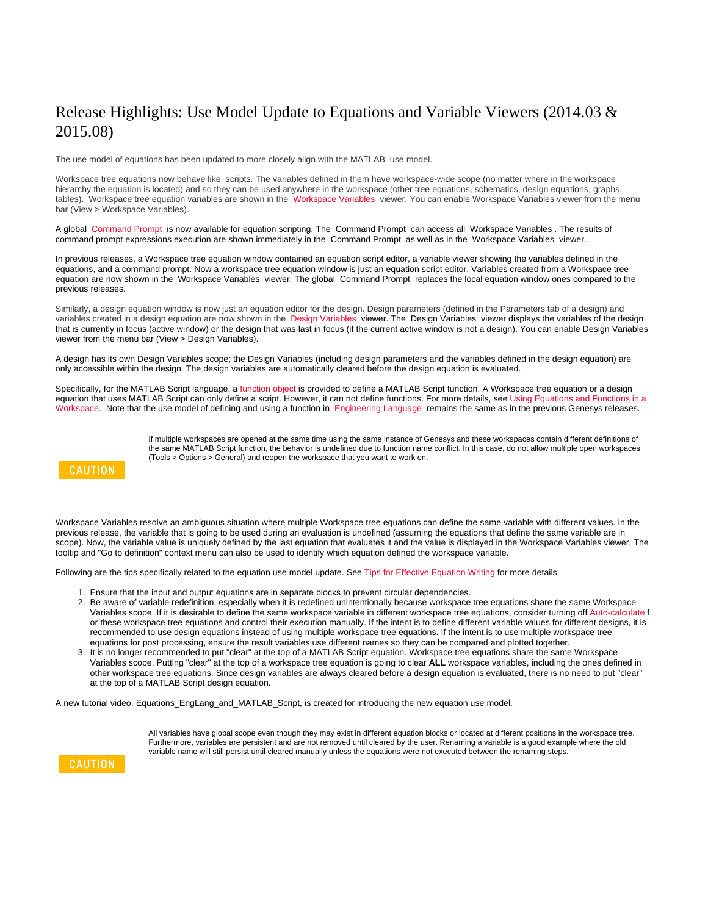# Release Highlights: Use Model Update to Equations and Variable Viewers (2014.03 & 2015.08)

The use model of equations has been updated to more closely align with the MATLAB use model.

Workspace tree equations now behave like scripts. The variables defined in them have workspace-wide scope (no matter where in the workspace hierarchy the equation is located) and so they can be used anywhere in the workspace (other tree equations, schematics, design equations, graphs, tables). Workspace tree equation variables are shown in the Workspace Variables viewer. You can enable Workspace Variables viewer from the menu bar (View > Workspace Variables).

A global Command Prompt is now available for equation scripting. The Command Prompt can access all Workspace Variables . The results of command prompt expressions execution are shown immediately in the Command Prompt as well as in the Workspace Variables viewer.

In previous releases, a Workspace tree equation window contained an equation script editor, a variable viewer showing the variables defined in the equations, and a command prompt. Now a workspace tree equation window is just an equation script editor. Variables created from a Workspace tree equation are now shown in the Workspace Variables viewer. The global Command Prompt replaces the local equation window ones compared to the previous releases.

Similarly, a design equation window is now just an equation editor for the design. Design parameters (defined in the Parameters tab of a design) and variables created in a design equation are now shown in the Design Variables viewer. The Design Variables viewer displays the variables of the design that is currently in focus (active window) or the design that was last in focus (if the current active window is not a design). You can enable Design Variables viewer from the menu bar (View > Design Variables).

A design has its own Design Variables scope; the Design Variables (including design parameters and the variables defined in the design equation) are only accessible within the design. The design variables are automatically cleared before the design equation is evaluated.

Specifically, for the MATLAB Script language, a function object is provided to define a MATLAB Script function. A Workspace tree equation or a design equation that uses MATLAB Script can only define a script. However, it can not define functions. For more details, see Using Equations and Functions in a Workspace. Note that the use model of defining and using a function in Engineering Language remains the same as in the previous Genesys releases.

**CAUTION**

If multiple workspaces are opened at the same time using the same instance of Genesys and these workspaces contain different definitions of the same MATLAB Script function, the behavior is undefined due to function name conflict. In this case, do not allow multiple open workspaces (Tools > Options > General) and reopen the workspace that you want to work on.

Workspace Variables resolve an ambiguous situation where multiple Workspace tree equations can define the same variable with different values. In the previous release, the variable that is going to be used during an evaluation is undefined (assuming the equations that define the same variable are in scope). Now, the variable value is uniquely defined by the last equation that evaluates it and the value is displayed in the Workspace Variables viewer. The tooltip and "Go to definition" context menu can also be used to identify which equation defined the workspace variable.

Following are the tips specifically related to the equation use model update. See Tips for Effective Equation Writing for more details.

1. Ensure that the input and output equations are in separate blocks to prevent circular dependencies.
2. Be aware of variable redefinition, especially when it is redefined unintentionally because workspace tree equations share the same Workspace Variables scope. If it is desirable to define the same workspace variable in different workspace tree equations, consider turning off Auto-calculate for these workspace tree equations and control their execution manually. If the intent is to define different variable values for different designs, it is recommended to use design equations instead of using multiple workspace tree equations. If the intent is to use multiple workspace tree equations for post processing, ensure the result variables use different names so they can be compared and plotted together.
3. It is no longer recommended to put "clear" at the top of a MATLAB Script equation. Workspace tree equations share the same Workspace Variables scope. Putting "clear" at the top of a workspace tree equation is going to clear **ALL** workspace variables, including the ones defined in other workspace tree equations. Since design variables are always cleared before a design equation is evaluated, there is no need to put "clear" at the top of a MATLAB Script design equation.

A new tutorial video, Equations_EngLang_and_MATLAB_Script, is created for introducing the new equation use model.

**CAUTION**

All variables have global scope even though they may exist in different equation blocks or located at different positions in the workspace tree. Furthermore, variables are persistent and are not removed until cleared by the user. Renaming a variable is a good example where the old variable name will still persist until cleared manually unless the equations were not executed between the renaming steps.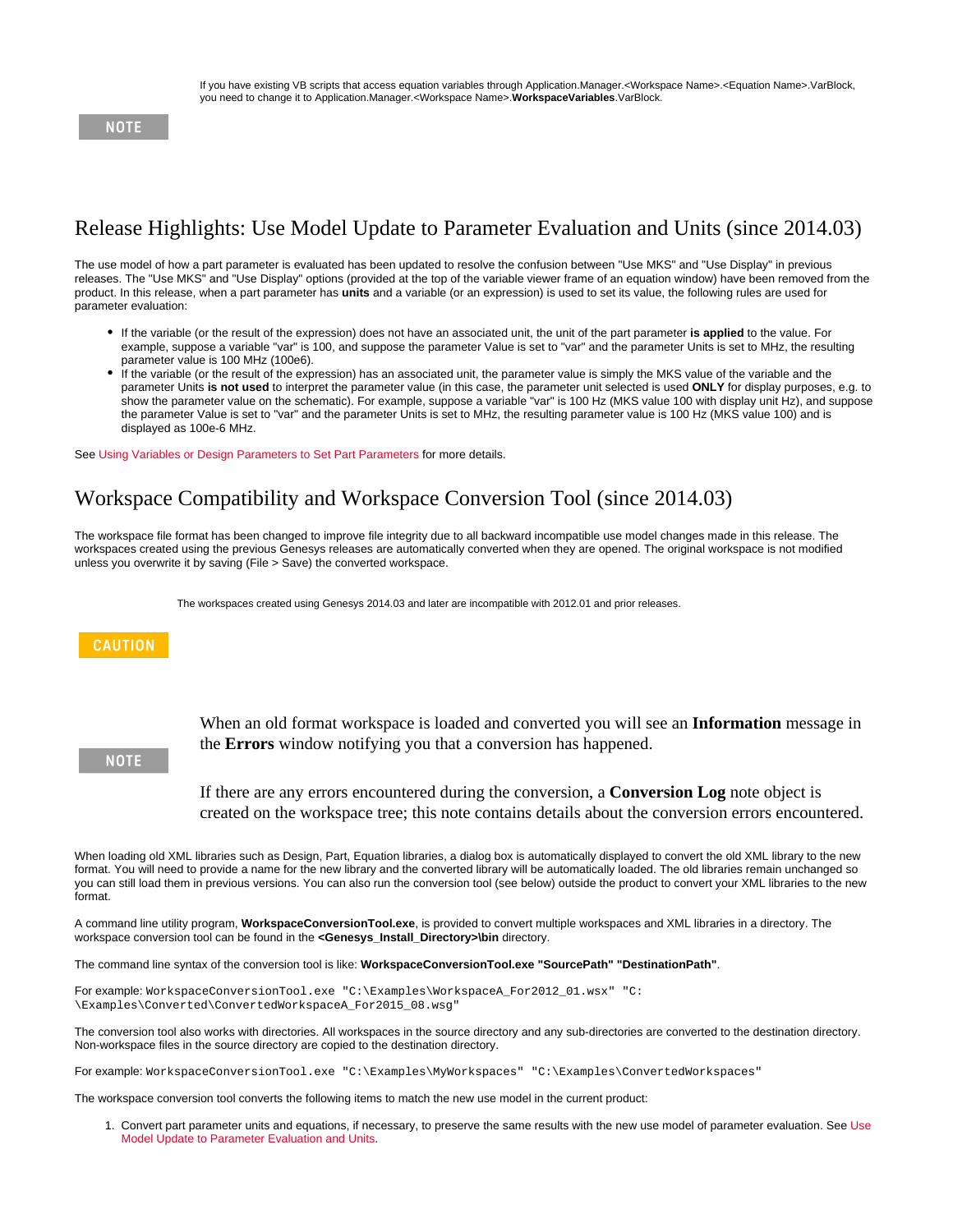**NOTE**

If you have existing VB scripts that access equation variables through Application.Manager.<Workspace Name>.<Equation Name>.VarBlock, you need to change it to Application.Manager.<Workspace Name>.**WorkspaceVariables**.VarBlock.

## Release Highlights: Use Model Update to Parameter Evaluation and Units (since 2014.03)

The use model of how a part parameter is evaluated has been updated to resolve the confusion between "Use MKS" and "Use Display" in previous releases. The "Use MKS" and "Use Display" options (provided at the top of the variable viewer frame of an equation window) have been removed from the product. In this release, when a part parameter has **units** and a variable (or an expression) is used to set its value, the following rules are used for parameter evaluation:

- If the variable (or the result of the expression) does not have an associated unit, the unit of the part parameter **is applied** to the value. For example, suppose a variable "var" is 100, and suppose the parameter Value is set to "var" and the parameter Units is set to MHz, the resulting parameter value is 100 MHz (100e6).
- If the variable (or the result of the expression) has an associated unit, the parameter value is simply the MKS value of the variable and the parameter Units **is not used** to interpret the parameter value (in this case, the parameter unit selected is used **ONLY** for display purposes, e.g. to show the parameter value on the schematic). For example, suppose a variable "var" is 100 Hz (MKS value 100 with display unit Hz), and suppose the parameter Value is set to "var" and the parameter Units is set to MHz, the resulting parameter value is 100 Hz (MKS value 100) and is displayed as 100e-6 MHz.

See Using Variables or Design Parameters to Set Part Parameters for more details.

## Workspace Compatibility and Workspace Conversion Tool (since 2014.03)

The workspace file format has been changed to improve file integrity due to all backward incompatible use model changes made in this release. The workspaces created using the previous Genesys releases are automatically converted when they are opened. The original workspace is not modified unless you overwrite it by saving (File > Save) the converted workspace.

**CAUTION**

The workspaces created using Genesys 2014.03 and later are incompatible with 2012.01 and prior releases.

**NOTE**

When an old format workspace is loaded and converted you will see an **Information** message in the **Errors** window notifying you that a conversion has happened.

If there are any errors encountered during the conversion, a **Conversion Log** note object is created on the workspace tree; this note contains details about the conversion errors encountered.

When loading old XML libraries such as Design, Part, Equation libraries, a dialog box is automatically displayed to convert the old XML library to the new format. You will need to provide a name for the new library and the converted library will be automatically loaded. The old libraries remain unchanged so you can still load them in previous versions. You can also run the conversion tool (see below) outside the product to convert your XML libraries to the new format.

A command line utility program, **WorkspaceConversionTool.exe**, is provided to convert multiple workspaces and XML libraries in a directory. The workspace conversion tool can be found in the **<Genesys_Install_Directory>\bin** directory.

The command line syntax of the conversion tool is like: **WorkspaceConversionTool.exe "SourcePath" "DestinationPath"**.

For example: `WorkspaceConversionTool.exe "C:\Examples\WorkspaceA_For2012_01.wsx" "C:\Examples\Converted\ConvertedWorkspaceA_For2015_08.wsg"`

The conversion tool also works with directories. All workspaces in the source directory and any sub-directories are converted to the destination directory. Non-workspace files in the source directory are copied to the destination directory.

For example: `WorkspaceConversionTool.exe "C:\Examples\MyWorkspaces" "C:\Examples\ConvertedWorkspaces"`

The workspace conversion tool converts the following items to match the new use model in the current product:

1. Convert part parameter units and equations, if necessary, to preserve the same results with the new use model of parameter evaluation. See Use Model Update to Parameter Evaluation and Units.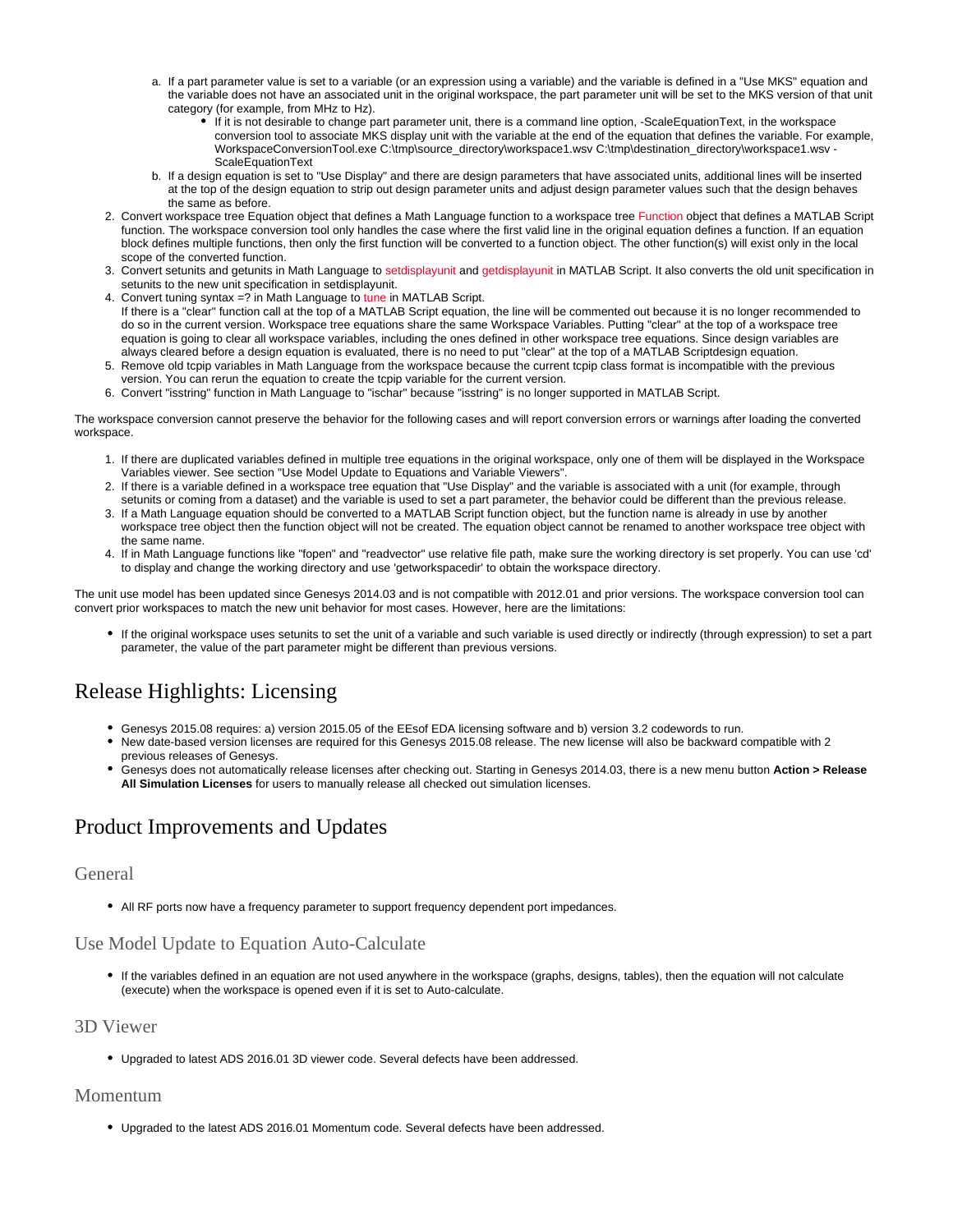a. If a part parameter value is set to a variable (or an expression using a variable) and the variable is defined in a "Use MKS" equation and the variable does not have an associated unit in the original workspace, the part parameter unit will be set to the MKS version of that unit category (for example, from MHz to Hz).
    - If it is not desirable to change part parameter unit, there is a command line option, -ScaleEquationText, in the workspace conversion tool to associate MKS display unit with the variable at the end of the equation that defines the variable. For example, WorkspaceConversionTool.exe C:\tmp\source_directory\workspace1.wsv C:\tmp\destination_directory\workspace1.wsv -ScaleEquationText

b. If a design equation is set to "Use Display" and there are design parameters that have associated units, additional lines will be inserted at the top of the design equation to strip out design parameter units and adjust design parameter values such that the design behaves the same as before.

2. Convert workspace tree Equation object that defines a Math Language function to a workspace tree Function object that defines a MATLAB Script function. The workspace conversion tool only handles the case where the first valid line in the original equation defines a function. If an equation block defines multiple functions, then only the first function will be converted to a function object. The other function(s) will exist only in the local scope of the converted function.
3. Convert setunits and getunits in Math Language to setdisplayunit and getdisplayunit in MATLAB Script. It also converts the old unit specification in setunits to the new unit specification in setdisplayunit.
4. Convert tuning syntax =? in Math Language to tune in MATLAB Script.
   If there is a "clear" function call at the top of a MATLAB Script equation, the line will be commented out because it is no longer recommended to do so in the current version. Workspace tree equations share the same Workspace Variables. Putting "clear" at the top of a workspace tree equation is going to clear all workspace variables, including the ones defined in other workspace tree equations. Since design variables are always cleared before a design equation is evaluated, there is no need to put "clear" at the top of a MATLAB Scriptdesign equation.
5. Remove old tcpip variables in Math Language from the workspace because the current tcpip class format is incompatible with the previous version. You can rerun the equation to create the tcpip variable for the current version.
6. Convert "isstring" function in Math Language to "ischar" because "isstring" is no longer supported in MATLAB Script.

The workspace conversion cannot preserve the behavior for the following cases and will report conversion errors or warnings after loading the converted workspace.

1. If there are duplicated variables defined in multiple tree equations in the original workspace, only one of them will be displayed in the Workspace Variables viewer. See section "Use Model Update to Equations and Variable Viewers".
2. If there is a variable defined in a workspace tree equation that "Use Display" and the variable is associated with a unit (for example, through setunits or coming from a dataset) and the variable is used to set a part parameter, the behavior could be different than the previous release.
3. If a Math Language equation should be converted to a MATLAB Script function object, but the function name is already in use by another workspace tree object then the function object will not be created. The equation object cannot be renamed to another workspace tree object with the same name.
4. If in Math Language functions like "fopen" and "readvector" use relative file path, make sure the working directory is set properly. You can use 'cd' to display and change the working directory and use 'getworkspacedir' to obtain the workspace directory.

The unit use model has been updated since Genesys 2014.03 and is not compatible with 2012.01 and prior versions. The workspace conversion tool can convert prior workspaces to match the new unit behavior for most cases. However, here are the limitations:

- If the original workspace uses setunits to set the unit of a variable and such variable is used directly or indirectly (through expression) to set a part parameter, the value of the part parameter might be different than previous versions.

# Release Highlights: Licensing

- Genesys 2015.08 requires: a) version 2015.05 of the EEsof EDA licensing software and b) version 3.2 codewords to run.
- New date-based version licenses are required for this Genesys 2015.08 release. The new license will also be backward compatible with 2 previous releases of Genesys.
- Genesys does not automatically release licenses after checking out. Starting in Genesys 2014.03, there is a new menu button **Action > Release All Simulation Licenses** for users to manually release all checked out simulation licenses.

# Product Improvements and Updates

## General

- All RF ports now have a frequency parameter to support frequency dependent port impedances.

## Use Model Update to Equation Auto-Calculate

- If the variables defined in an equation are not used anywhere in the workspace (graphs, designs, tables), then the equation will not calculate (execute) when the workspace is opened even if it is set to Auto-calculate.

## 3D Viewer

- Upgraded to latest ADS 2016.01 3D viewer code. Several defects have been addressed.

## Momentum

- Upgraded to the latest ADS 2016.01 Momentum code. Several defects have been addressed.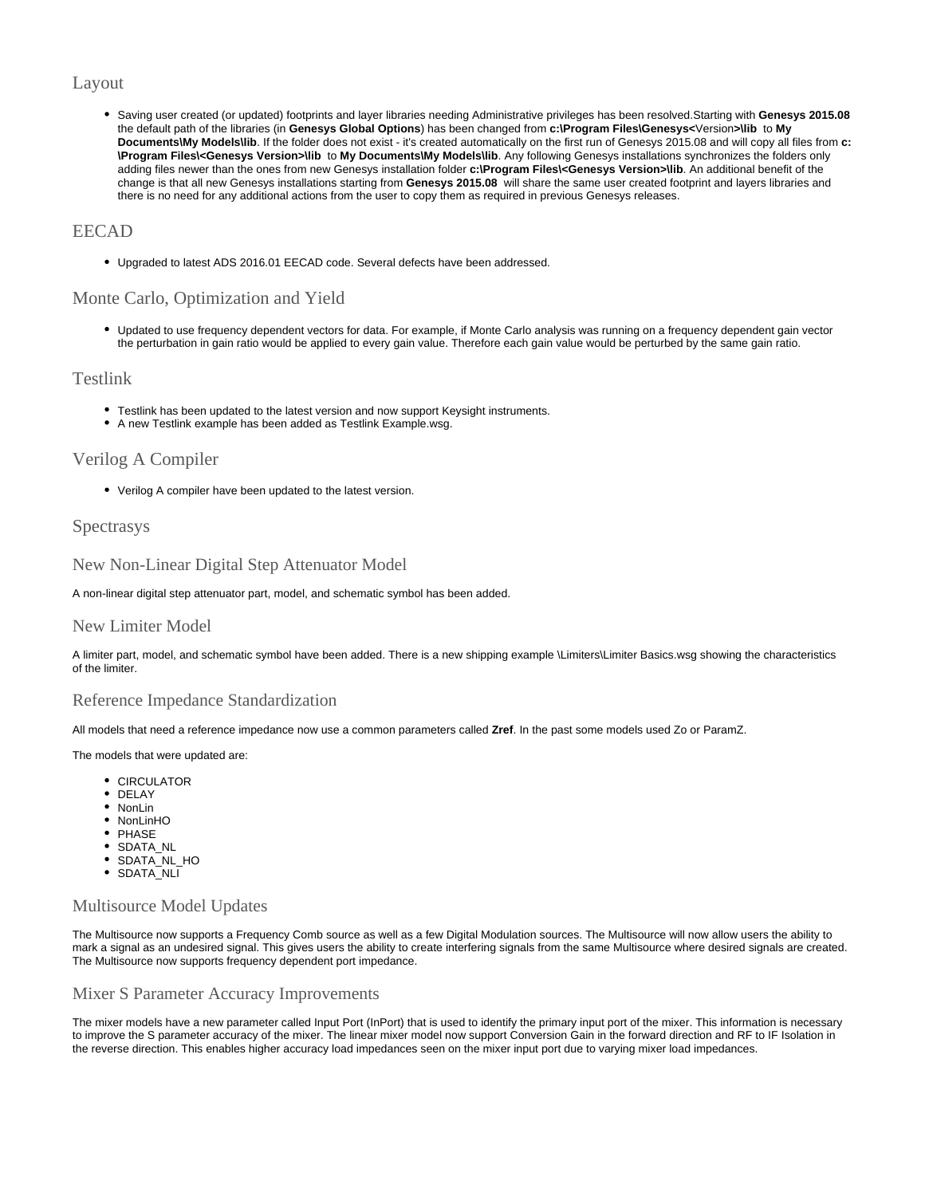## Layout

- Saving user created (or updated) footprints and layer libraries needing Administrative privileges has been resolved.Starting with **Genesys 2015.08** the default path of the libraries (in **Genesys Global Options**) has been changed from **c:\Program Files\Genesys<**Version**>\lib** to **My Documents\My Models\lib**. If the folder does not exist - it's created automatically on the first run of Genesys 2015.08 and will copy all files from **c:\Program Files\<Genesys Version>\lib** to **My Documents\My Models\lib**. Any following Genesys installations synchronizes the folders only adding files newer than the ones from new Genesys installation folder **c:\Program Files\<Genesys Version>\lib**. An additional benefit of the change is that all new Genesys installations starting from **Genesys 2015.08** will share the same user created footprint and layers libraries and there is no need for any additional actions from the user to copy them as required in previous Genesys releases.

## EECAD

- Upgraded to latest ADS 2016.01 EECAD code. Several defects have been addressed.

## Monte Carlo, Optimization and Yield

- Updated to use frequency dependent vectors for data. For example, if Monte Carlo analysis was running on a frequency dependent gain vector the perturbation in gain ratio would be applied to every gain value. Therefore each gain value would be perturbed by the same gain ratio.

## Testlink

- Testlink has been updated to the latest version and now support Keysight instruments.
- A new Testlink example has been added as Testlink Example.wsg.

## Verilog A Compiler

- Verilog A compiler have been updated to the latest version.

## Spectrasys

### New Non-Linear Digital Step Attenuator Model

A non-linear digital step attenuator part, model, and schematic symbol has been added.

### New Limiter Model

A limiter part, model, and schematic symbol have been added. There is a new shipping example \Limiters\Limiter Basics.wsg showing the characteristics of the limiter.

### Reference Impedance Standardization

All models that need a reference impedance now use a common parameters called **Zref**. In the past some models used Zo or ParamZ.

The models that were updated are:

- CIRCULATOR
- DELAY
- NonLin
- NonLinHO
- PHASE
- SDATA_NL
- SDATA_NL_HO
- SDATA_NLI

### Multisource Model Updates

The Multisource now supports a Frequency Comb source as well as a few Digital Modulation sources. The Multisource will now allow users the ability to mark a signal as an undesired signal. This gives users the ability to create interfering signals from the same Multisource where desired signals are created. The Multisource now supports frequency dependent port impedance.

### Mixer S Parameter Accuracy Improvements

The mixer models have a new parameter called Input Port (InPort) that is used to identify the primary input port of the mixer. This information is necessary to improve the S parameter accuracy of the mixer. The linear mixer model now support Conversion Gain in the forward direction and RF to IF Isolation in the reverse direction. This enables higher accuracy load impedances seen on the mixer input port due to varying mixer load impedances.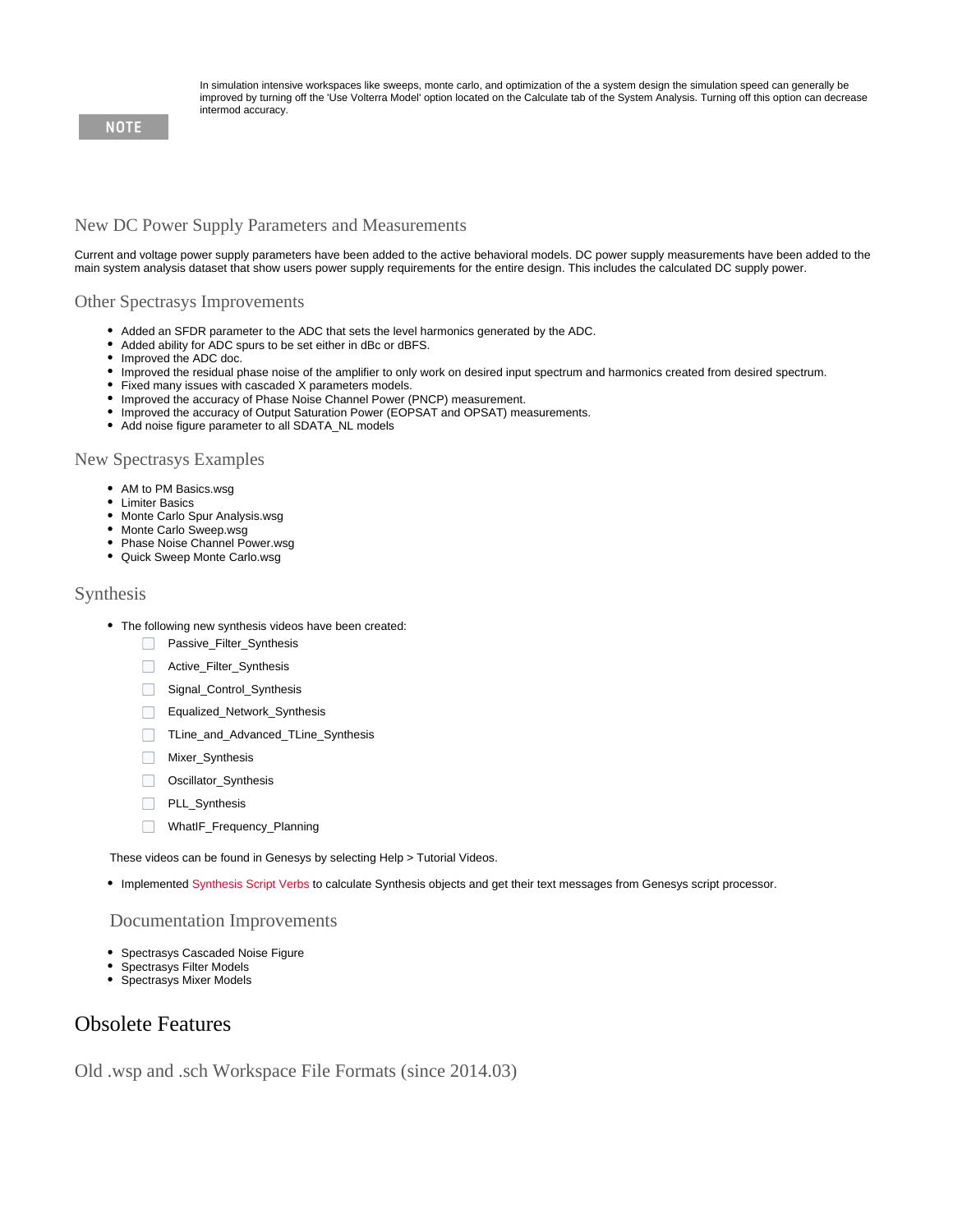**NOTE**

In simulation intensive workspaces like sweeps, monte carlo, and optimization of the a system design the simulation speed can generally be improved by turning off the 'Use Volterra Model' option located on the Calculate tab of the System Analysis. Turning off this option can decrease intermod accuracy.

### New DC Power Supply Parameters and Measurements

Current and voltage power supply parameters have been added to the active behavioral models. DC power supply measurements have been added to the main system analysis dataset that show users power supply requirements for the entire design. This includes the calculated DC supply power.

### Other Spectrasys Improvements

- Added an SFDR parameter to the ADC that sets the level harmonics generated by the ADC.
- Added ability for ADC spurs to be set either in dBc or dBFS.
- Improved the ADC doc.
- Improved the residual phase noise of the amplifier to only work on desired input spectrum and harmonics created from desired spectrum.
- Fixed many issues with cascaded X parameters models.
- Improved the accuracy of Phase Noise Channel Power (PNCP) measurement.
- Improved the accuracy of Output Saturation Power (EOPSAT and OPSAT) measurements.
- Add noise figure parameter to all SDATA_NL models

### New Spectrasys Examples

- AM to PM Basics.wsg
- Limiter Basics
- Monte Carlo Spur Analysis.wsg
- Monte Carlo Sweep.wsg
- Phase Noise Channel Power.wsg
- Quick Sweep Monte Carlo.wsg

### Synthesis

- The following new synthesis videos have been created:
  - Passive_Filter_Synthesis
  - Active_Filter_Synthesis
  - Signal_Control_Synthesis
  - Equalized_Network_Synthesis
  - TLine_and_Advanced_TLine_Synthesis
  - Mixer_Synthesis
  - Oscillator_Synthesis
  - PLL_Synthesis
  - WhatIF_Frequency_Planning

These videos can be found in Genesys by selecting Help > Tutorial Videos.

- Implemented Synthesis Script Verbs to calculate Synthesis objects and get their text messages from Genesys script processor.

### Documentation Improvements

- Spectrasys Cascaded Noise Figure
- Spectrasys Filter Models
- Spectrasys Mixer Models

## Obsolete Features

### Old .wsp and .sch Workspace File Formats (since 2014.03)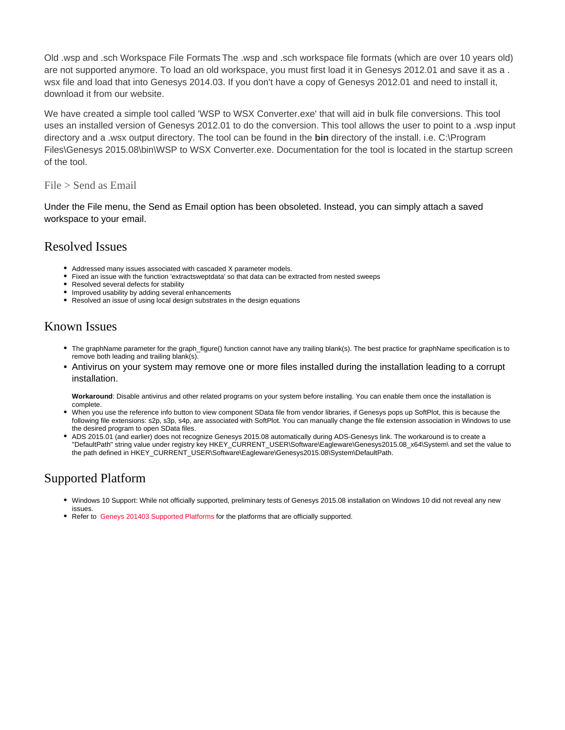Old .wsp and .sch Workspace File Formats The .wsp and .sch workspace file formats (which are over 10 years old) are not supported anymore. To load an old workspace, you must first load it in Genesys 2012.01 and save it as a . wsx file and load that into Genesys 2014.03. If you don't have a copy of Genesys 2012.01 and need to install it, download it from our website.

We have created a simple tool called 'WSP to WSX Converter.exe' that will aid in bulk file conversions. This tool uses an installed version of Genesys 2012.01 to do the conversion. This tool allows the user to point to a .wsp input directory and a .wsx output directory. The tool can be found in the **bin** directory of the install. i.e. C:\Program Files\Genesys 2015.08\bin\WSP to WSX Converter.exe. Documentation for the tool is located in the startup screen of the tool.

### File > Send as Email

Under the File menu, the Send as Email option has been obsoleted. Instead, you can simply attach a saved workspace to your email.

## Resolved Issues

- Addressed many issues associated with cascaded X parameter models.
- Fixed an issue with the function 'extractsweptdata' so that data can be extracted from nested sweeps
- Resolved several defects for stability
- Improved usability by adding several enhancements
- Resolved an issue of using local design substrates in the design equations

## Known Issues

- The graphName parameter for the graph_figure() function cannot have any trailing blank(s). The best practice for graphName specification is to remove both leading and trailing blank(s).
- Antivirus on your system may remove one or more files installed during the installation leading to a corrupt installation.

  **Workaround**: Disable antivirus and other related programs on your system before installing. You can enable them once the installation is complete.
- When you use the reference info button to view component SData file from vendor libraries, if Genesys pops up SoftPlot, this is because the following file extensions: s2p, s3p, s4p, are associated with SoftPlot. You can manually change the file extension association in Windows to use the desired program to open SData files.
- ADS 2015.01 (and earlier) does not recognize Genesys 2015.08 automatically during ADS-Genesys link. The workaround is to create a "DefaultPath" string value under registry key HKEY_CURRENT_USER\Software\Eagleware\Genesys2015.08_x64\System\ and set the value to the path defined in HKEY_CURRENT_USER\Software\Eagleware\Genesys2015.08\System\DefaultPath.

## Supported Platform

- Windows 10 Support: While not officially supported, preliminary tests of Genesys 2015.08 installation on Windows 10 did not reveal any new issues.
- Refer to Geneys 201403 Supported Platforms for the platforms that are officially supported.